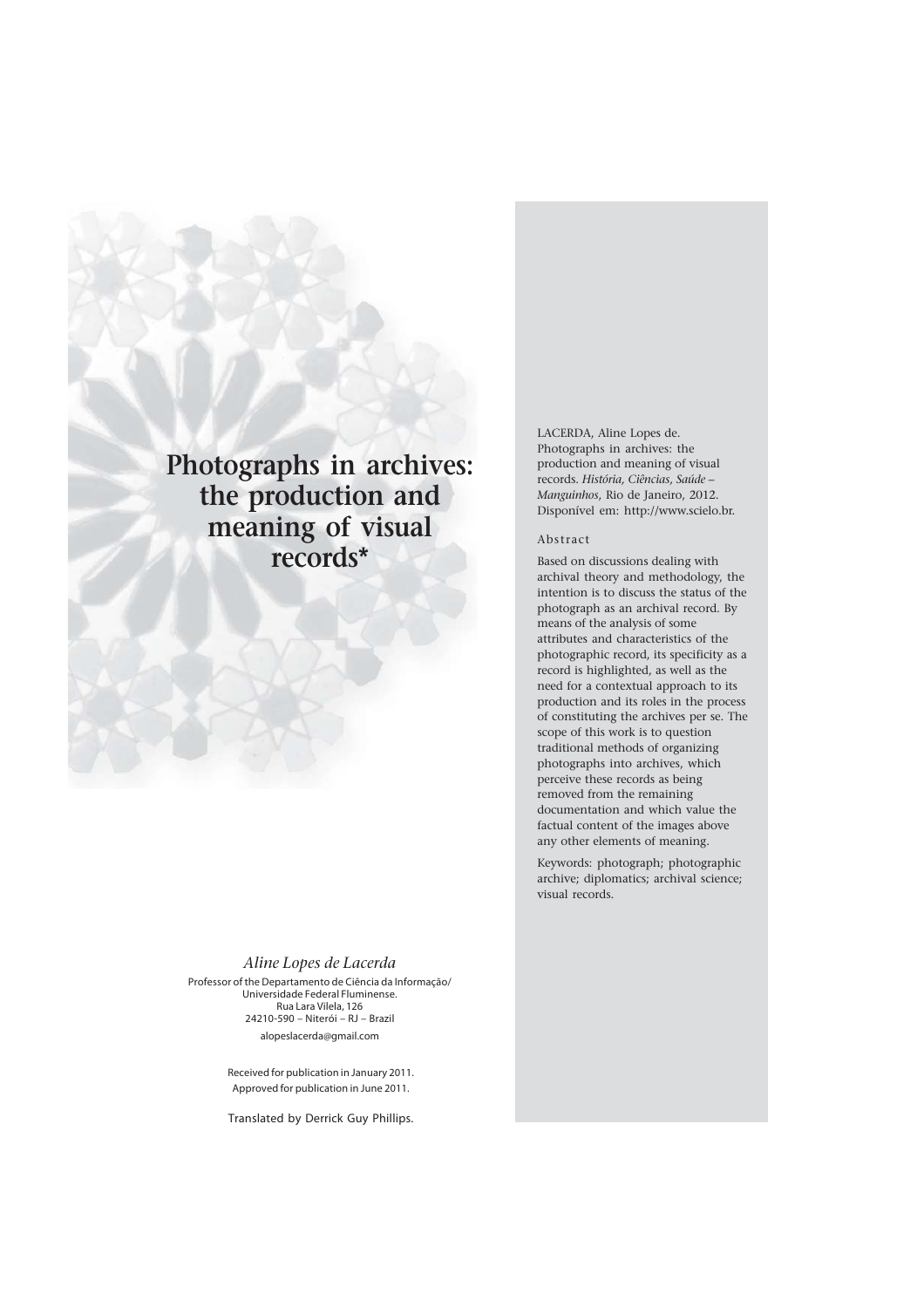# Photographs in archives: the production and meaning of visual records*

*Aline Lopes de Lacerda*

Professor of the Departamento de Ciência da Informação/ Universidade Federal Fluminense.
Rua Lara Vilela, 126
24210-590 – Niterói – RJ – Brazil
alopeslacerda@gmail.com

Received for publication in January 2011.
Approved for publication in June 2011.

Translated by Derrick Guy Phillips.

LACERDA, Aline Lopes de. Photographs in archives: the production and meaning of visual records. *História, Ciências, Saúde – Manguinhos*, Rio de Janeiro, 2012. Disponível em: http://www.scielo.br.

## Abstract

Based on discussions dealing with archival theory and methodology, the intention is to discuss the status of the photograph as an archival record. By means of the analysis of some attributes and characteristics of the photographic record, its specificity as a record is highlighted, as well as the need for a contextual approach to its production and its roles in the process of constituting the archives per se. The scope of this work is to question traditional methods of organizing photographs into archives, which perceive these records as being removed from the remaining documentation and which value the factual content of the images above any other elements of meaning.

Keywords: photograph; photographic archive; diplomatics; archival science; visual records.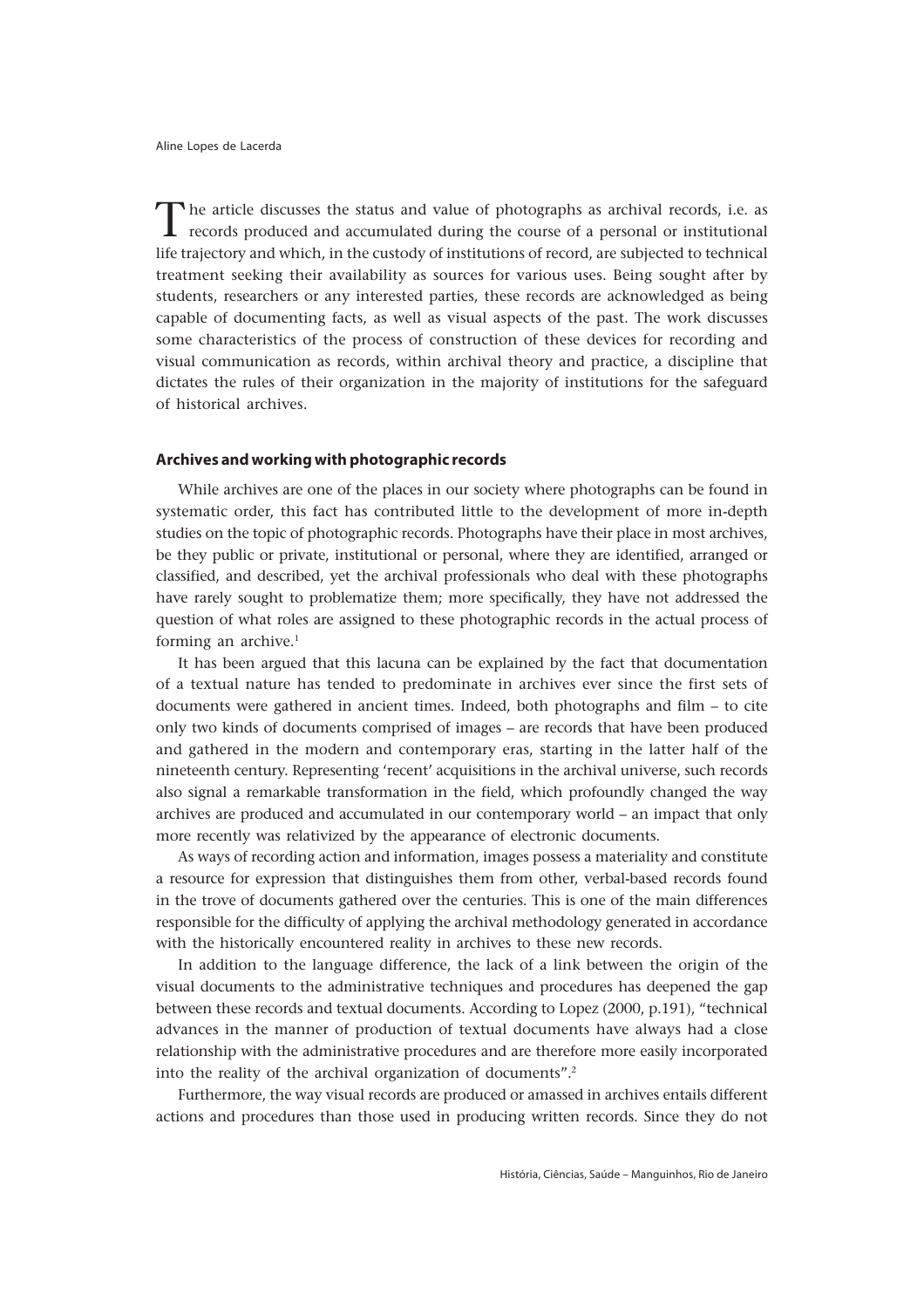The article discusses the status and value of photographs as archival records, i.e. as records produced and accumulated during the course of a personal or institutional life trajectory and which, in the custody of institutions of record, are subjected to technical treatment seeking their availability as sources for various uses. Being sought after by students, researchers or any interested parties, these records are acknowledged as being capable of documenting facts, as well as visual aspects of the past. The work discusses some characteristics of the process of construction of these devices for recording and visual communication as records, within archival theory and practice, a discipline that dictates the rules of their organization in the majority of institutions for the safeguard of historical archives.

### Archives and working with photographic records

While archives are one of the places in our society where photographs can be found in systematic order, this fact has contributed little to the development of more in-depth studies on the topic of photographic records. Photographs have their place in most archives, be they public or private, institutional or personal, where they are identified, arranged or classified, and described, yet the archival professionals who deal with these photographs have rarely sought to problematize them; more specifically, they have not addressed the question of what roles are assigned to these photographic records in the actual process of forming an archive.[1]

It has been argued that this lacuna can be explained by the fact that documentation of a textual nature has tended to predominate in archives ever since the first sets of documents were gathered in ancient times. Indeed, both photographs and film – to cite only two kinds of documents comprised of images – are records that have been produced and gathered in the modern and contemporary eras, starting in the latter half of the nineteenth century. Representing 'recent' acquisitions in the archival universe, such records also signal a remarkable transformation in the field, which profoundly changed the way archives are produced and accumulated in our contemporary world – an impact that only more recently was relativized by the appearance of electronic documents.

As ways of recording action and information, images possess a materiality and constitute a resource for expression that distinguishes them from other, verbal-based records found in the trove of documents gathered over the centuries. This is one of the main differences responsible for the difficulty of applying the archival methodology generated in accordance with the historically encountered reality in archives to these new records.

In addition to the language difference, the lack of a link between the origin of the visual documents to the administrative techniques and procedures has deepened the gap between these records and textual documents. According to Lopez (2000, p.191), "technical advances in the manner of production of textual documents have always had a close relationship with the administrative procedures and are therefore more easily incorporated into the reality of the archival organization of documents".[2]

Furthermore, the way visual records are produced or amassed in archives entails different actions and procedures than those used in producing written records. Since they do not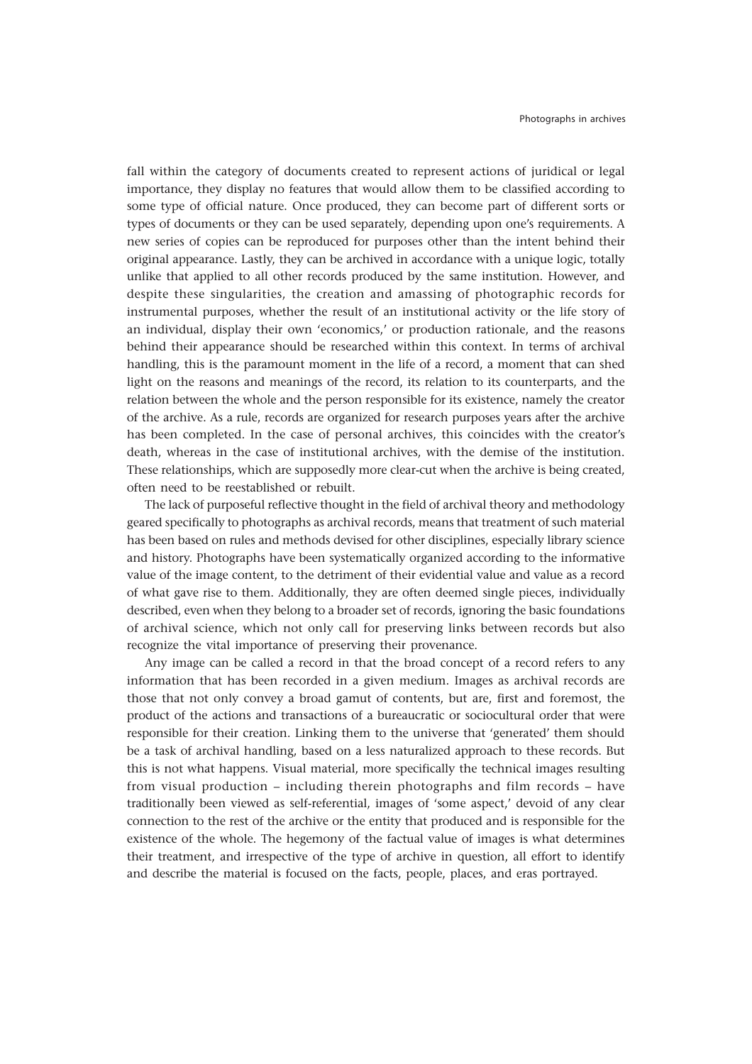fall within the category of documents created to represent actions of juridical or legal importance, they display no features that would allow them to be classified according to some type of official nature. Once produced, they can become part of different sorts or types of documents or they can be used separately, depending upon one's requirements. A new series of copies can be reproduced for purposes other than the intent behind their original appearance. Lastly, they can be archived in accordance with a unique logic, totally unlike that applied to all other records produced by the same institution. However, and despite these singularities, the creation and amassing of photographic records for instrumental purposes, whether the result of an institutional activity or the life story of an individual, display their own 'economics,' or production rationale, and the reasons behind their appearance should be researched within this context. In terms of archival handling, this is the paramount moment in the life of a record, a moment that can shed light on the reasons and meanings of the record, its relation to its counterparts, and the relation between the whole and the person responsible for its existence, namely the creator of the archive. As a rule, records are organized for research purposes years after the archive has been completed. In the case of personal archives, this coincides with the creator's death, whereas in the case of institutional archives, with the demise of the institution. These relationships, which are supposedly more clear-cut when the archive is being created, often need to be reestablished or rebuilt.

The lack of purposeful reflective thought in the field of archival theory and methodology geared specifically to photographs as archival records, means that treatment of such material has been based on rules and methods devised for other disciplines, especially library science and history. Photographs have been systematically organized according to the informative value of the image content, to the detriment of their evidential value and value as a record of what gave rise to them. Additionally, they are often deemed single pieces, individually described, even when they belong to a broader set of records, ignoring the basic foundations of archival science, which not only call for preserving links between records but also recognize the vital importance of preserving their provenance.

Any image can be called a record in that the broad concept of a record refers to any information that has been recorded in a given medium. Images as archival records are those that not only convey a broad gamut of contents, but are, first and foremost, the product of the actions and transactions of a bureaucratic or sociocultural order that were responsible for their creation. Linking them to the universe that 'generated' them should be a task of archival handling, based on a less naturalized approach to these records. But this is not what happens. Visual material, more specifically the technical images resulting from visual production – including therein photographs and film records – have traditionally been viewed as self-referential, images of 'some aspect,' devoid of any clear connection to the rest of the archive or the entity that produced and is responsible for the existence of the whole. The hegemony of the factual value of images is what determines their treatment, and irrespective of the type of archive in question, all effort to identify and describe the material is focused on the facts, people, places, and eras portrayed.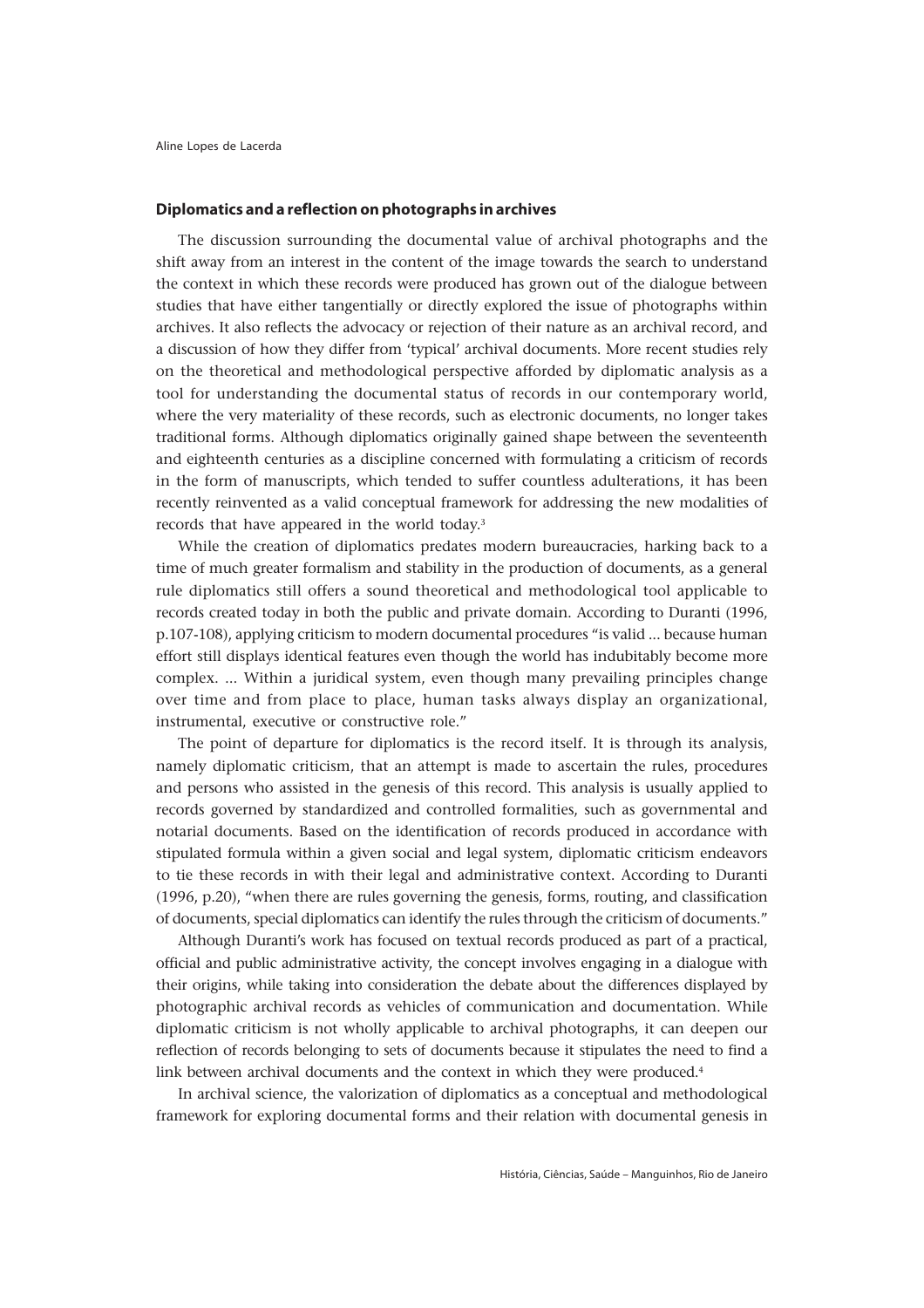## Diplomatics and a reflection on photographs in archives

The discussion surrounding the documental value of archival photographs and the shift away from an interest in the content of the image towards the search to understand the context in which these records were produced has grown out of the dialogue between studies that have either tangentially or directly explored the issue of photographs within archives. It also reflects the advocacy or rejection of their nature as an archival record, and a discussion of how they differ from 'typical' archival documents. More recent studies rely on the theoretical and methodological perspective afforded by diplomatic analysis as a tool for understanding the documental status of records in our contemporary world, where the very materiality of these records, such as electronic documents, no longer takes traditional forms. Although diplomatics originally gained shape between the seventeenth and eighteenth centuries as a discipline concerned with formulating a criticism of records in the form of manuscripts, which tended to suffer countless adulterations, it has been recently reinvented as a valid conceptual framework for addressing the new modalities of records that have appeared in the world today.[3]

While the creation of diplomatics predates modern bureaucracies, harking back to a time of much greater formalism and stability in the production of documents, as a general rule diplomatics still offers a sound theoretical and methodological tool applicable to records created today in both the public and private domain. According to Duranti (1996, p.107-108), applying criticism to modern documental procedures "is valid ... because human effort still displays identical features even though the world has indubitably become more complex. ... Within a juridical system, even though many prevailing principles change over time and from place to place, human tasks always display an organizational, instrumental, executive or constructive role."

The point of departure for diplomatics is the record itself. It is through its analysis, namely diplomatic criticism, that an attempt is made to ascertain the rules, procedures and persons who assisted in the genesis of this record. This analysis is usually applied to records governed by standardized and controlled formalities, such as governmental and notarial documents. Based on the identification of records produced in accordance with stipulated formula within a given social and legal system, diplomatic criticism endeavors to tie these records in with their legal and administrative context. According to Duranti (1996, p.20), "when there are rules governing the genesis, forms, routing, and classification of documents, special diplomatics can identify the rules through the criticism of documents."

Although Duranti's work has focused on textual records produced as part of a practical, official and public administrative activity, the concept involves engaging in a dialogue with their origins, while taking into consideration the debate about the differences displayed by photographic archival records as vehicles of communication and documentation. While diplomatic criticism is not wholly applicable to archival photographs, it can deepen our reflection of records belonging to sets of documents because it stipulates the need to find a link between archival documents and the context in which they were produced.[4]

In archival science, the valorization of diplomatics as a conceptual and methodological framework for exploring documental forms and their relation with documental genesis in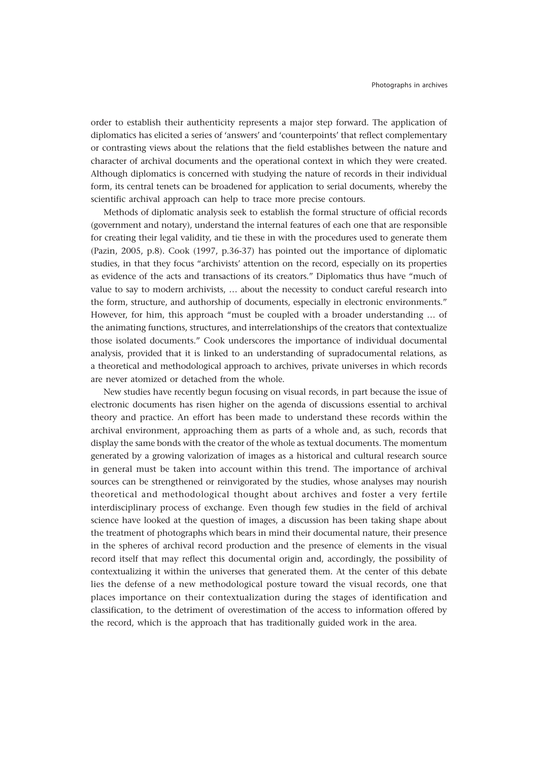order to establish their authenticity represents a major step forward. The application of diplomatics has elicited a series of 'answers' and 'counterpoints' that reflect complementary or contrasting views about the relations that the field establishes between the nature and character of archival documents and the operational context in which they were created. Although diplomatics is concerned with studying the nature of records in their individual form, its central tenets can be broadened for application to serial documents, whereby the scientific archival approach can help to trace more precise contours.

Methods of diplomatic analysis seek to establish the formal structure of official records (government and notary), understand the internal features of each one that are responsible for creating their legal validity, and tie these in with the procedures used to generate them (Pazin, 2005, p.8). Cook (1997, p.36-37) has pointed out the importance of diplomatic studies, in that they focus "archivists' attention on the record, especially on its properties as evidence of the acts and transactions of its creators." Diplomatics thus have "much of value to say to modern archivists, … about the necessity to conduct careful research into the form, structure, and authorship of documents, especially in electronic environments." However, for him, this approach "must be coupled with a broader understanding … of the animating functions, structures, and interrelationships of the creators that contextualize those isolated documents." Cook underscores the importance of individual documental analysis, provided that it is linked to an understanding of supradocumental relations, as a theoretical and methodological approach to archives, private universes in which records are never atomized or detached from the whole.

New studies have recently begun focusing on visual records, in part because the issue of electronic documents has risen higher on the agenda of discussions essential to archival theory and practice. An effort has been made to understand these records within the archival environment, approaching them as parts of a whole and, as such, records that display the same bonds with the creator of the whole as textual documents. The momentum generated by a growing valorization of images as a historical and cultural research source in general must be taken into account within this trend. The importance of archival sources can be strengthened or reinvigorated by the studies, whose analyses may nourish theoretical and methodological thought about archives and foster a very fertile interdisciplinary process of exchange. Even though few studies in the field of archival science have looked at the question of images, a discussion has been taking shape about the treatment of photographs which bears in mind their documental nature, their presence in the spheres of archival record production and the presence of elements in the visual record itself that may reflect this documental origin and, accordingly, the possibility of contextualizing it within the universes that generated them. At the center of this debate lies the defense of a new methodological posture toward the visual records, one that places importance on their contextualization during the stages of identification and classification, to the detriment of overestimation of the access to information offered by the record, which is the approach that has traditionally guided work in the area.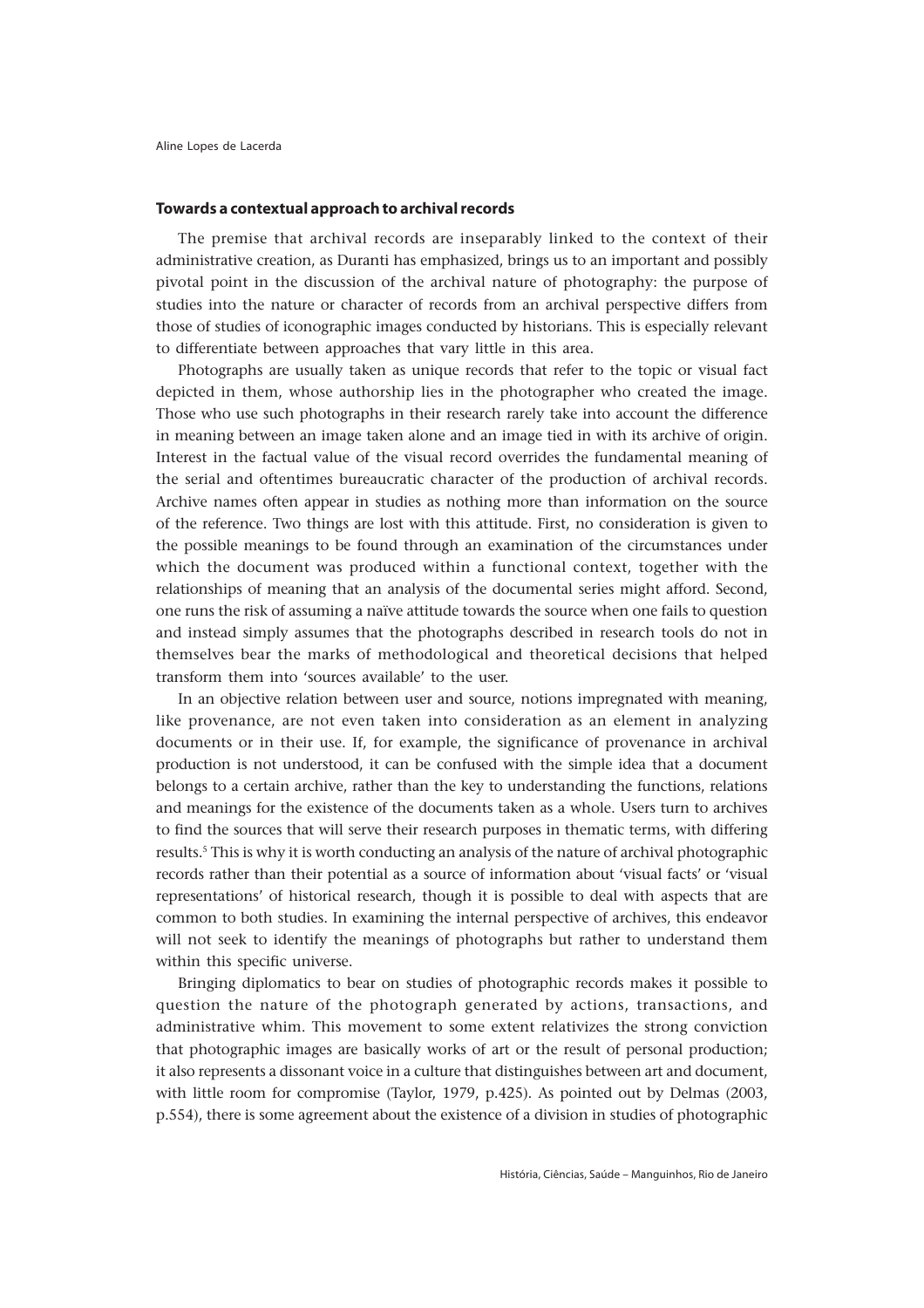### Towards a contextual approach to archival records

The premise that archival records are inseparably linked to the context of their administrative creation, as Duranti has emphasized, brings us to an important and possibly pivotal point in the discussion of the archival nature of photography: the purpose of studies into the nature or character of records from an archival perspective differs from those of studies of iconographic images conducted by historians. This is especially relevant to differentiate between approaches that vary little in this area.

Photographs are usually taken as unique records that refer to the topic or visual fact depicted in them, whose authorship lies in the photographer who created the image. Those who use such photographs in their research rarely take into account the difference in meaning between an image taken alone and an image tied in with its archive of origin. Interest in the factual value of the visual record overrides the fundamental meaning of the serial and oftentimes bureaucratic character of the production of archival records. Archive names often appear in studies as nothing more than information on the source of the reference. Two things are lost with this attitude. First, no consideration is given to the possible meanings to be found through an examination of the circumstances under which the document was produced within a functional context, together with the relationships of meaning that an analysis of the documental series might afford. Second, one runs the risk of assuming a naïve attitude towards the source when one fails to question and instead simply assumes that the photographs described in research tools do not in themselves bear the marks of methodological and theoretical decisions that helped transform them into 'sources available' to the user.

In an objective relation between user and source, notions impregnated with meaning, like provenance, are not even taken into consideration as an element in analyzing documents or in their use. If, for example, the significance of provenance in archival production is not understood, it can be confused with the simple idea that a document belongs to a certain archive, rather than the key to understanding the functions, relations and meanings for the existence of the documents taken as a whole. Users turn to archives to find the sources that will serve their research purposes in thematic terms, with differing results.[5] This is why it is worth conducting an analysis of the nature of archival photographic records rather than their potential as a source of information about 'visual facts' or 'visual representations' of historical research, though it is possible to deal with aspects that are common to both studies. In examining the internal perspective of archives, this endeavor will not seek to identify the meanings of photographs but rather to understand them within this specific universe.

Bringing diplomatics to bear on studies of photographic records makes it possible to question the nature of the photograph generated by actions, transactions, and administrative whim. This movement to some extent relativizes the strong conviction that photographic images are basically works of art or the result of personal production; it also represents a dissonant voice in a culture that distinguishes between art and document, with little room for compromise (Taylor, 1979, p.425). As pointed out by Delmas (2003, p.554), there is some agreement about the existence of a division in studies of photographic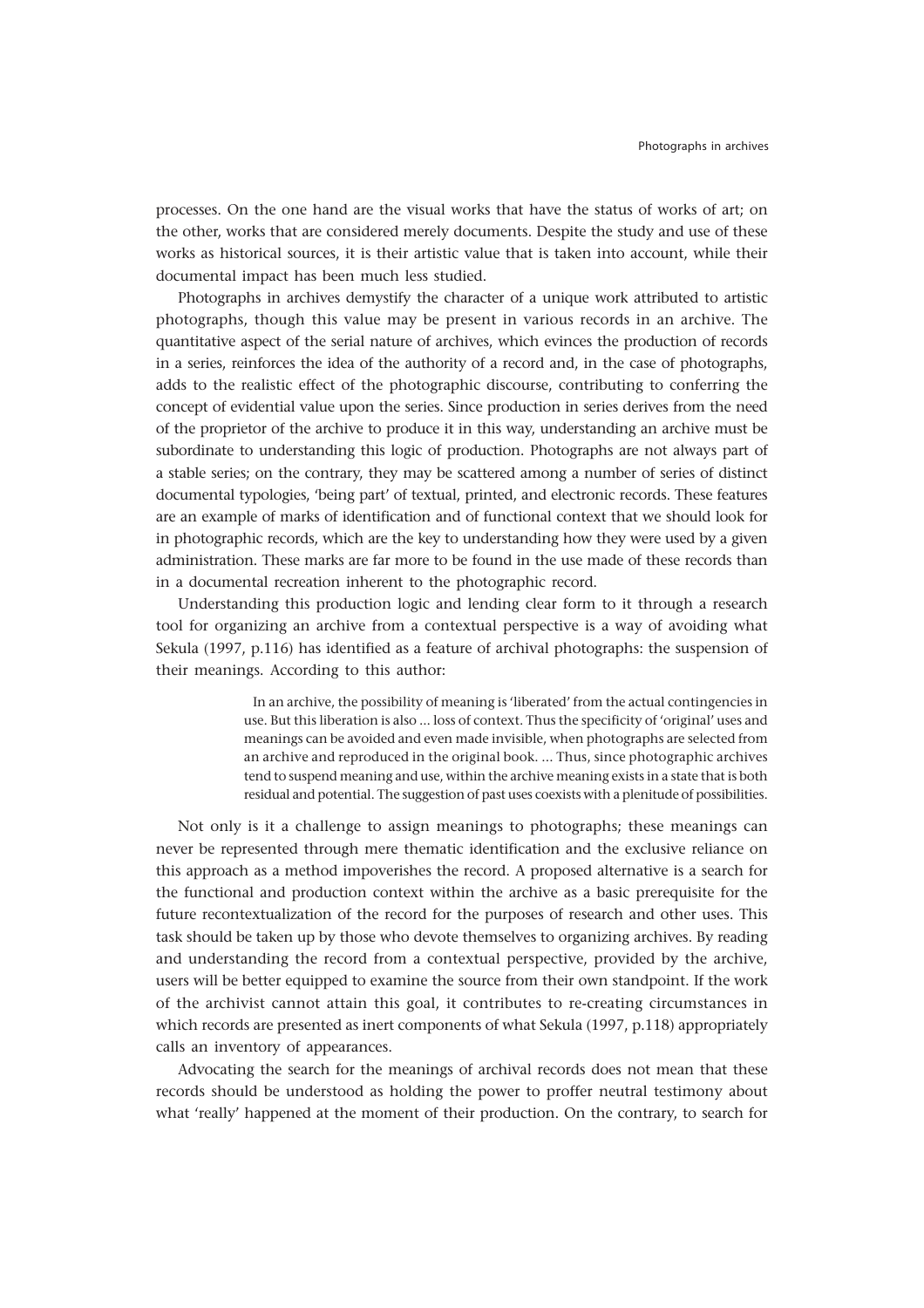processes. On the one hand are the visual works that have the status of works of art; on the other, works that are considered merely documents. Despite the study and use of these works as historical sources, it is their artistic value that is taken into account, while their documental impact has been much less studied.

Photographs in archives demystify the character of a unique work attributed to artistic photographs, though this value may be present in various records in an archive. The quantitative aspect of the serial nature of archives, which evinces the production of records in a series, reinforces the idea of the authority of a record and, in the case of photographs, adds to the realistic effect of the photographic discourse, contributing to conferring the concept of evidential value upon the series. Since production in series derives from the need of the proprietor of the archive to produce it in this way, understanding an archive must be subordinate to understanding this logic of production. Photographs are not always part of a stable series; on the contrary, they may be scattered among a number of series of distinct documental typologies, 'being part' of textual, printed, and electronic records. These features are an example of marks of identification and of functional context that we should look for in photographic records, which are the key to understanding how they were used by a given administration. These marks are far more to be found in the use made of these records than in a documental recreation inherent to the photographic record.

Understanding this production logic and lending clear form to it through a research tool for organizing an archive from a contextual perspective is a way of avoiding what Sekula (1997, p.116) has identified as a feature of archival photographs: the suspension of their meanings. According to this author:

> In an archive, the possibility of meaning is 'liberated' from the actual contingencies in use. But this liberation is also ... loss of context. Thus the specificity of 'original' uses and meanings can be avoided and even made invisible, when photographs are selected from an archive and reproduced in the original book. ... Thus, since photographic archives tend to suspend meaning and use, within the archive meaning exists in a state that is both residual and potential. The suggestion of past uses coexists with a plenitude of possibilities.

Not only is it a challenge to assign meanings to photographs; these meanings can never be represented through mere thematic identification and the exclusive reliance on this approach as a method impoverishes the record. A proposed alternative is a search for the functional and production context within the archive as a basic prerequisite for the future recontextualization of the record for the purposes of research and other uses. This task should be taken up by those who devote themselves to organizing archives. By reading and understanding the record from a contextual perspective, provided by the archive, users will be better equipped to examine the source from their own standpoint. If the work of the archivist cannot attain this goal, it contributes to re-creating circumstances in which records are presented as inert components of what Sekula (1997, p.118) appropriately calls an inventory of appearances.

Advocating the search for the meanings of archival records does not mean that these records should be understood as holding the power to proffer neutral testimony about what 'really' happened at the moment of their production. On the contrary, to search for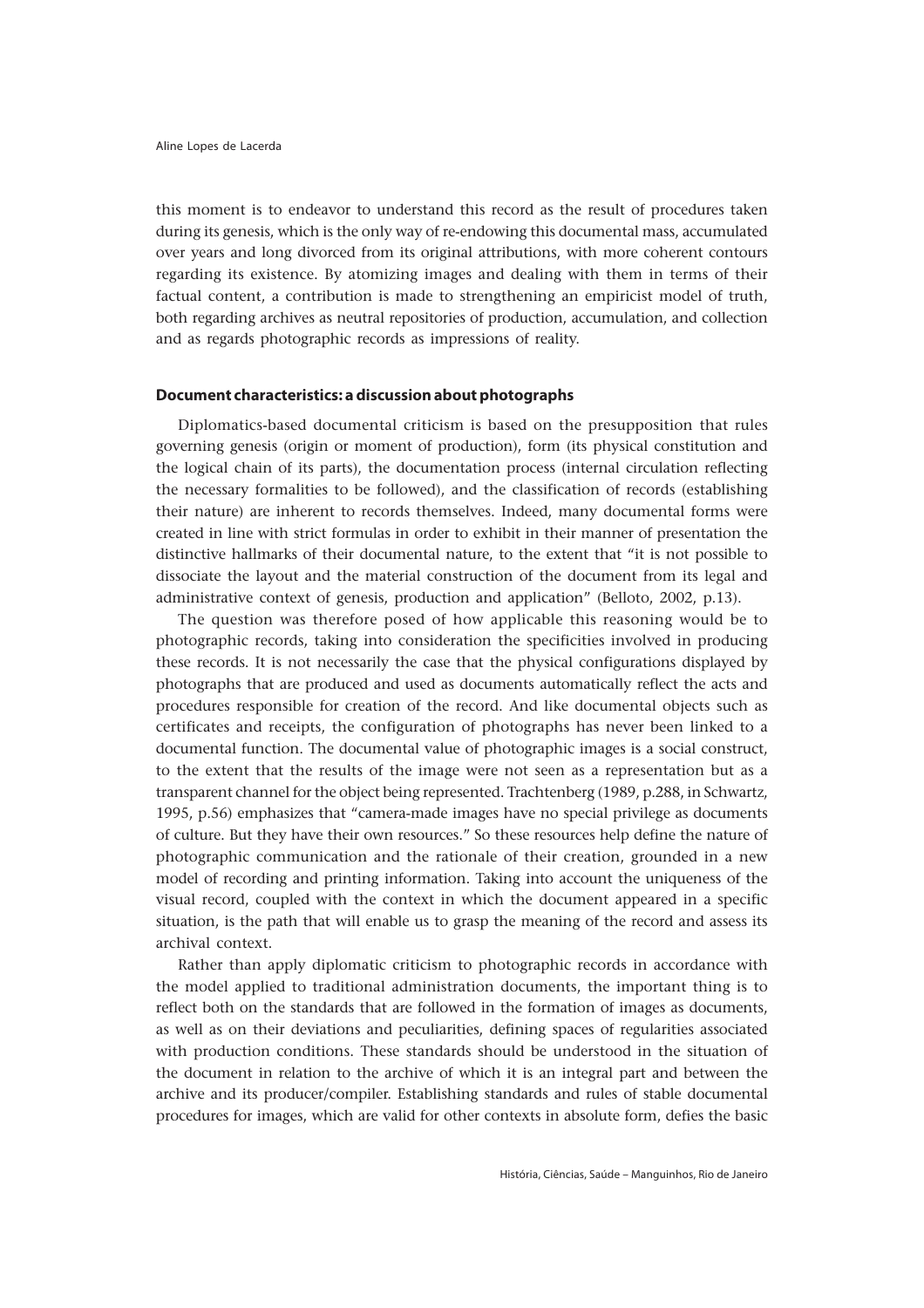this moment is to endeavor to understand this record as the result of procedures taken during its genesis, which is the only way of re-endowing this documental mass, accumulated over years and long divorced from its original attributions, with more coherent contours regarding its existence. By atomizing images and dealing with them in terms of their factual content, a contribution is made to strengthening an empiricist model of truth, both regarding archives as neutral repositories of production, accumulation, and collection and as regards photographic records as impressions of reality.

## Document characteristics: a discussion about photographs

Diplomatics-based documental criticism is based on the presupposition that rules governing genesis (origin or moment of production), form (its physical constitution and the logical chain of its parts), the documentation process (internal circulation reflecting the necessary formalities to be followed), and the classification of records (establishing their nature) are inherent to records themselves. Indeed, many documental forms were created in line with strict formulas in order to exhibit in their manner of presentation the distinctive hallmarks of their documental nature, to the extent that "it is not possible to dissociate the layout and the material construction of the document from its legal and administrative context of genesis, production and application" (Belloto, 2002, p.13).

The question was therefore posed of how applicable this reasoning would be to photographic records, taking into consideration the specificities involved in producing these records. It is not necessarily the case that the physical configurations displayed by photographs that are produced and used as documents automatically reflect the acts and procedures responsible for creation of the record. And like documental objects such as certificates and receipts, the configuration of photographs has never been linked to a documental function. The documental value of photographic images is a social construct, to the extent that the results of the image were not seen as a representation but as a transparent channel for the object being represented. Trachtenberg (1989, p.288, in Schwartz, 1995, p.56) emphasizes that "camera-made images have no special privilege as documents of culture. But they have their own resources." So these resources help define the nature of photographic communication and the rationale of their creation, grounded in a new model of recording and printing information. Taking into account the uniqueness of the visual record, coupled with the context in which the document appeared in a specific situation, is the path that will enable us to grasp the meaning of the record and assess its archival context.

Rather than apply diplomatic criticism to photographic records in accordance with the model applied to traditional administration documents, the important thing is to reflect both on the standards that are followed in the formation of images as documents, as well as on their deviations and peculiarities, defining spaces of regularities associated with production conditions. These standards should be understood in the situation of the document in relation to the archive of which it is an integral part and between the archive and its producer/compiler. Establishing standards and rules of stable documental procedures for images, which are valid for other contexts in absolute form, defies the basic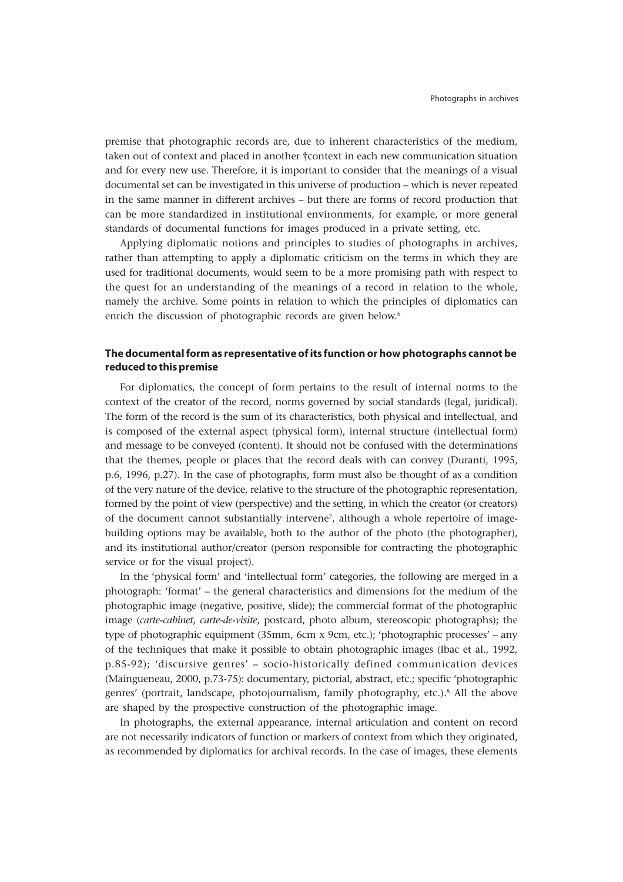premise that photographic records are, due to inherent characteristics of the medium, taken out of context and placed in another †context in each new communication situation and for every new use. Therefore, it is important to consider that the meanings of a visual documental set can be investigated in this universe of production – which is never repeated in the same manner in different archives – but there are forms of record production that can be more standardized in institutional environments, for example, or more general standards of documental functions for images produced in a private setting, etc.

Applying diplomatic notions and principles to studies of photographs in archives, rather than attempting to apply a diplomatic criticism on the terms in which they are used for traditional documents, would seem to be a more promising path with respect to the quest for an understanding of the meanings of a record in relation to the whole, namely the archive. Some points in relation to which the principles of diplomatics can enrich the discussion of photographic records are given below.[6]

## The documental form as representative of its function or how photographs cannot be reduced to this premise

For diplomatics, the concept of form pertains to the result of internal norms to the context of the creator of the record, norms governed by social standards (legal, juridical). The form of the record is the sum of its characteristics, both physical and intellectual, and is composed of the external aspect (physical form), internal structure (intellectual form) and message to be conveyed (content). It should not be confused with the determinations that the themes, people or places that the record deals with can convey (Duranti, 1995, p.6, 1996, p.27). In the case of photographs, form must also be thought of as a condition of the very nature of the device, relative to the structure of the photographic representation, formed by the point of view (perspective) and the setting, in which the creator (or creators) of the document cannot substantially intervene[7], although a whole repertoire of image-building options may be available, both to the author of the photo (the photographer), and its institutional author/creator (person responsible for contracting the photographic service or for the visual project).

In the 'physical form' and 'intellectual form' categories, the following are merged in a photograph: 'format' – the general characteristics and dimensions for the medium of the photographic image (negative, positive, slide); the commercial format of the photographic image (*carte-cabinet, carte-de-visite*, postcard, photo album, stereoscopic photographs); the type of photographic equipment (35mm, 6cm x 9cm, etc.); 'photographic processes' – any of the techniques that make it possible to obtain photographic images (Ibac et al., 1992, p.85-92); 'discursive genres' – socio-historically defined communication devices (Maingueneau, 2000, p.73-75): documentary, pictorial, abstract, etc.; specific 'photographic genres' (portrait, landscape, photojournalism, family photography, etc.).[8] All the above are shaped by the prospective construction of the photographic image.

In photographs, the external appearance, internal articulation and content on record are not necessarily indicators of function or markers of context from which they originated, as recommended by diplomatics for archival records. In the case of images, these elements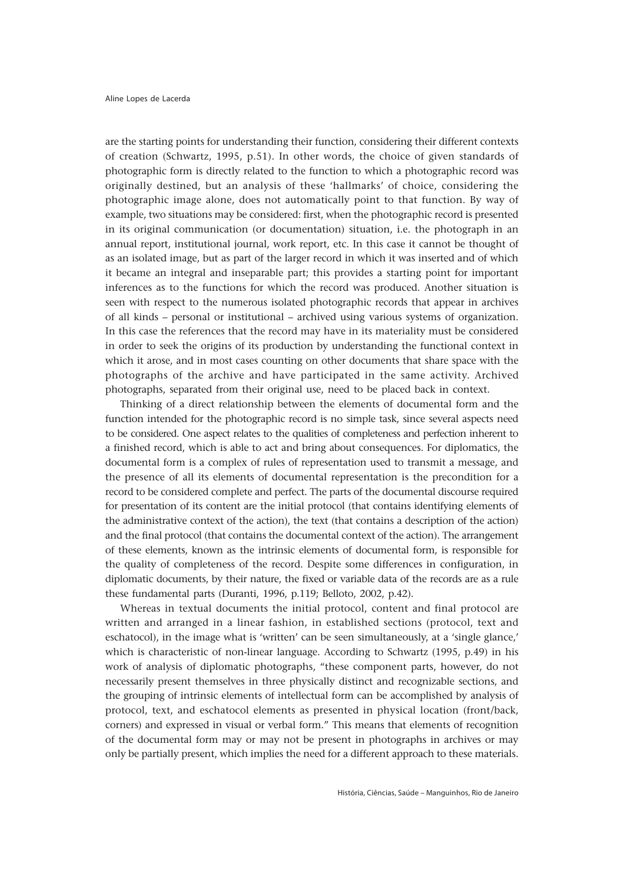are the starting points for understanding their function, considering their different contexts of creation (Schwartz, 1995, p.51). In other words, the choice of given standards of photographic form is directly related to the function to which a photographic record was originally destined, but an analysis of these 'hallmarks' of choice, considering the photographic image alone, does not automatically point to that function. By way of example, two situations may be considered: first, when the photographic record is presented in its original communication (or documentation) situation, i.e. the photograph in an annual report, institutional journal, work report, etc. In this case it cannot be thought of as an isolated image, but as part of the larger record in which it was inserted and of which it became an integral and inseparable part; this provides a starting point for important inferences as to the functions for which the record was produced. Another situation is seen with respect to the numerous isolated photographic records that appear in archives of all kinds – personal or institutional – archived using various systems of organization. In this case the references that the record may have in its materiality must be considered in order to seek the origins of its production by understanding the functional context in which it arose, and in most cases counting on other documents that share space with the photographs of the archive and have participated in the same activity. Archived photographs, separated from their original use, need to be placed back in context.

Thinking of a direct relationship between the elements of documental form and the function intended for the photographic record is no simple task, since several aspects need to be considered. One aspect relates to the qualities of completeness and perfection inherent to a finished record, which is able to act and bring about consequences. For diplomatics, the documental form is a complex of rules of representation used to transmit a message, and the presence of all its elements of documental representation is the precondition for a record to be considered complete and perfect. The parts of the documental discourse required for presentation of its content are the initial protocol (that contains identifying elements of the administrative context of the action), the text (that contains a description of the action) and the final protocol (that contains the documental context of the action). The arrangement of these elements, known as the intrinsic elements of documental form, is responsible for the quality of completeness of the record. Despite some differences in configuration, in diplomatic documents, by their nature, the fixed or variable data of the records are as a rule these fundamental parts (Duranti, 1996, p.119; Belloto, 2002, p.42).

Whereas in textual documents the initial protocol, content and final protocol are written and arranged in a linear fashion, in established sections (protocol, text and eschatocol), in the image what is 'written' can be seen simultaneously, at a 'single glance,' which is characteristic of non-linear language. According to Schwartz (1995, p.49) in his work of analysis of diplomatic photographs, "these component parts, however, do not necessarily present themselves in three physically distinct and recognizable sections, and the grouping of intrinsic elements of intellectual form can be accomplished by analysis of protocol, text, and eschatocol elements as presented in physical location (front/back, corners) and expressed in visual or verbal form." This means that elements of recognition of the documental form may or may not be present in photographs in archives or may only be partially present, which implies the need for a different approach to these materials.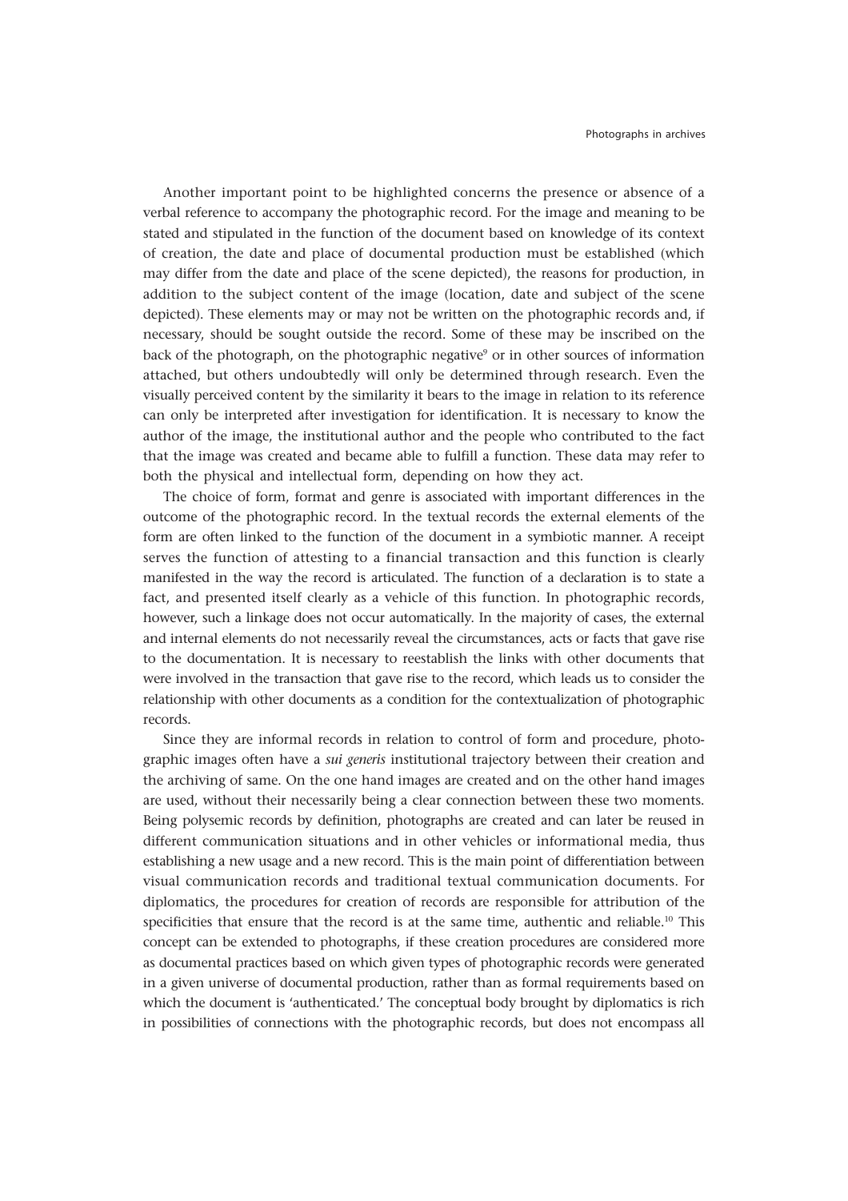Another important point to be highlighted concerns the presence or absence of a verbal reference to accompany the photographic record. For the image and meaning to be stated and stipulated in the function of the document based on knowledge of its context of creation, the date and place of documental production must be established (which may differ from the date and place of the scene depicted), the reasons for production, in addition to the subject content of the image (location, date and subject of the scene depicted). These elements may or may not be written on the photographic records and, if necessary, should be sought outside the record. Some of these may be inscribed on the back of the photograph, on the photographic negative[9] or in other sources of information attached, but others undoubtedly will only be determined through research. Even the visually perceived content by the similarity it bears to the image in relation to its reference can only be interpreted after investigation for identification. It is necessary to know the author of the image, the institutional author and the people who contributed to the fact that the image was created and became able to fulfill a function. These data may refer to both the physical and intellectual form, depending on how they act.

The choice of form, format and genre is associated with important differences in the outcome of the photographic record. In the textual records the external elements of the form are often linked to the function of the document in a symbiotic manner. A receipt serves the function of attesting to a financial transaction and this function is clearly manifested in the way the record is articulated. The function of a declaration is to state a fact, and presented itself clearly as a vehicle of this function. In photographic records, however, such a linkage does not occur automatically. In the majority of cases, the external and internal elements do not necessarily reveal the circumstances, acts or facts that gave rise to the documentation. It is necessary to reestablish the links with other documents that were involved in the transaction that gave rise to the record, which leads us to consider the relationship with other documents as a condition for the contextualization of photographic records.

Since they are informal records in relation to control of form and procedure, photographic images often have a *sui generis* institutional trajectory between their creation and the archiving of same. On the one hand images are created and on the other hand images are used, without their necessarily being a clear connection between these two moments. Being polysemic records by definition, photographs are created and can later be reused in different communication situations and in other vehicles or informational media, thus establishing a new usage and a new record. This is the main point of differentiation between visual communication records and traditional textual communication documents. For diplomatics, the procedures for creation of records are responsible for attribution of the specificities that ensure that the record is at the same time, authentic and reliable.[10] This concept can be extended to photographs, if these creation procedures are considered more as documental practices based on which given types of photographic records were generated in a given universe of documental production, rather than as formal requirements based on which the document is 'authenticated.' The conceptual body brought by diplomatics is rich in possibilities of connections with the photographic records, but does not encompass all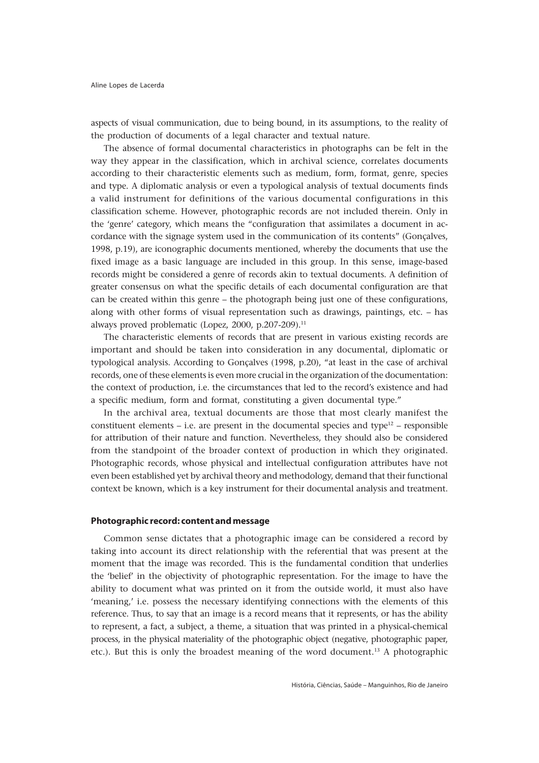aspects of visual communication, due to being bound, in its assumptions, to the reality of the production of documents of a legal character and textual nature.

The absence of formal documental characteristics in photographs can be felt in the way they appear in the classification, which in archival science, correlates documents according to their characteristic elements such as medium, form, format, genre, species and type. A diplomatic analysis or even a typological analysis of textual documents finds a valid instrument for definitions of the various documental configurations in this classification scheme. However, photographic records are not included therein. Only in the 'genre' category, which means the "configuration that assimilates a document in accordance with the signage system used in the communication of its contents" (Gonçalves, 1998, p.19), are iconographic documents mentioned, whereby the documents that use the fixed image as a basic language are included in this group. In this sense, image-based records might be considered a genre of records akin to textual documents. A definition of greater consensus on what the specific details of each documental configuration are that can be created within this genre – the photograph being just one of these configurations, along with other forms of visual representation such as drawings, paintings, etc. – has always proved problematic (Lopez, 2000, p.207-209).[11]

The characteristic elements of records that are present in various existing records are important and should be taken into consideration in any documental, diplomatic or typological analysis. According to Gonçalves (1998, p.20), "at least in the case of archival records, one of these elements is even more crucial in the organization of the documentation: the context of production, i.e. the circumstances that led to the record's existence and had a specific medium, form and format, constituting a given documental type."

In the archival area, textual documents are those that most clearly manifest the constituent elements – i.e. are present in the documental species and type[12] – responsible for attribution of their nature and function. Nevertheless, they should also be considered from the standpoint of the broader context of production in which they originated. Photographic records, whose physical and intellectual configuration attributes have not even been established yet by archival theory and methodology, demand that their functional context be known, which is a key instrument for their documental analysis and treatment.

### Photographic record: content and message

Common sense dictates that a photographic image can be considered a record by taking into account its direct relationship with the referential that was present at the moment that the image was recorded. This is the fundamental condition that underlies the 'belief' in the objectivity of photographic representation. For the image to have the ability to document what was printed on it from the outside world, it must also have 'meaning,' i.e. possess the necessary identifying connections with the elements of this reference. Thus, to say that an image is a record means that it represents, or has the ability to represent, a fact, a subject, a theme, a situation that was printed in a physical-chemical process, in the physical materiality of the photographic object (negative, photographic paper, etc.). But this is only the broadest meaning of the word document.[13] A photographic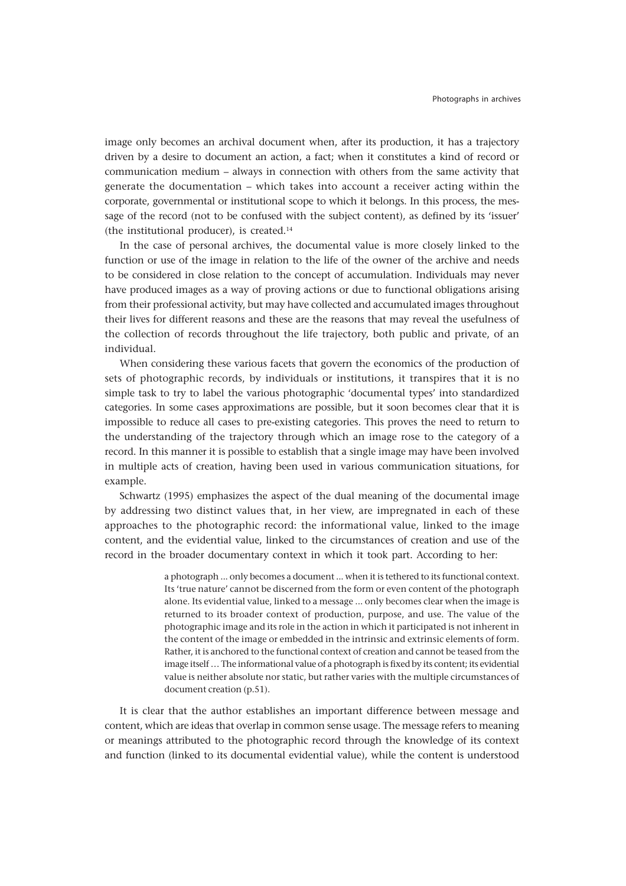image only becomes an archival document when, after its production, it has a trajectory driven by a desire to document an action, a fact; when it constitutes a kind of record or communication medium – always in connection with others from the same activity that generate the documentation – which takes into account a receiver acting within the corporate, governmental or institutional scope to which it belongs. In this process, the message of the record (not to be confused with the subject content), as defined by its 'issuer' (the institutional producer), is created.[14]

In the case of personal archives, the documental value is more closely linked to the function or use of the image in relation to the life of the owner of the archive and needs to be considered in close relation to the concept of accumulation. Individuals may never have produced images as a way of proving actions or due to functional obligations arising from their professional activity, but may have collected and accumulated images throughout their lives for different reasons and these are the reasons that may reveal the usefulness of the collection of records throughout the life trajectory, both public and private, of an individual.

When considering these various facets that govern the economics of the production of sets of photographic records, by individuals or institutions, it transpires that it is no simple task to try to label the various photographic 'documental types' into standardized categories. In some cases approximations are possible, but it soon becomes clear that it is impossible to reduce all cases to pre-existing categories. This proves the need to return to the understanding of the trajectory through which an image rose to the category of a record. In this manner it is possible to establish that a single image may have been involved in multiple acts of creation, having been used in various communication situations, for example.

Schwartz (1995) emphasizes the aspect of the dual meaning of the documental image by addressing two distinct values that, in her view, are impregnated in each of these approaches to the photographic record: the informational value, linked to the image content, and the evidential value, linked to the circumstances of creation and use of the record in the broader documentary context in which it took part. According to her:

> a photograph ... only becomes a document ... when it is tethered to its functional context. Its 'true nature' cannot be discerned from the form or even content of the photograph alone. Its evidential value, linked to a message ... only becomes clear when the image is returned to its broader context of production, purpose, and use. The value of the photographic image and its role in the action in which it participated is not inherent in the content of the image or embedded in the intrinsic and extrinsic elements of form. Rather, it is anchored to the functional context of creation and cannot be teased from the image itself … The informational value of a photograph is fixed by its content; its evidential value is neither absolute nor static, but rather varies with the multiple circumstances of document creation (p.51).

It is clear that the author establishes an important difference between message and content, which are ideas that overlap in common sense usage. The message refers to meaning or meanings attributed to the photographic record through the knowledge of its context and function (linked to its documental evidential value), while the content is understood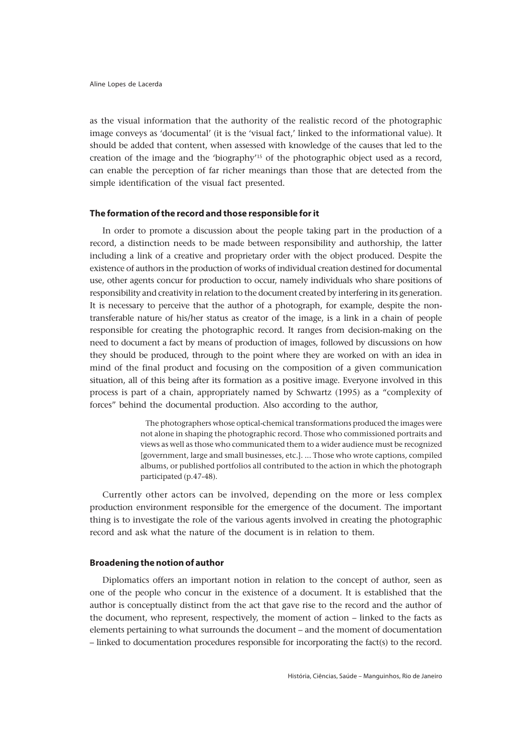as the visual information that the authority of the realistic record of the photographic image conveys as 'documental' (it is the 'visual fact,' linked to the informational value). It should be added that content, when assessed with knowledge of the causes that led to the creation of the image and the 'biography'[15] of the photographic object used as a record, can enable the perception of far richer meanings than those that are detected from the simple identification of the visual fact presented.

### The formation of the record and those responsible for it

In order to promote a discussion about the people taking part in the production of a record, a distinction needs to be made between responsibility and authorship, the latter including a link of a creative and proprietary order with the object produced. Despite the existence of authors in the production of works of individual creation destined for documental use, other agents concur for production to occur, namely individuals who share positions of responsibility and creativity in relation to the document created by interfering in its generation. It is necessary to perceive that the author of a photograph, for example, despite the non-transferable nature of his/her status as creator of the image, is a link in a chain of people responsible for creating the photographic record. It ranges from decision-making on the need to document a fact by means of production of images, followed by discussions on how they should be produced, through to the point where they are worked on with an idea in mind of the final product and focusing on the composition of a given communication situation, all of this being after its formation as a positive image. Everyone involved in this process is part of a chain, appropriately named by Schwartz (1995) as a "complexity of forces" behind the documental production. Also according to the author,

> The photographers whose optical-chemical transformations produced the images were not alone in shaping the photographic record. Those who commissioned portraits and views as well as those who communicated them to a wider audience must be recognized [government, large and small businesses, etc.]. ... Those who wrote captions, compiled albums, or published portfolios all contributed to the action in which the photograph participated (p.47-48).

Currently other actors can be involved, depending on the more or less complex production environment responsible for the emergence of the document. The important thing is to investigate the role of the various agents involved in creating the photographic record and ask what the nature of the document is in relation to them.

### Broadening the notion of author

Diplomatics offers an important notion in relation to the concept of author, seen as one of the people who concur in the existence of a document. It is established that the author is conceptually distinct from the act that gave rise to the record and the author of the document, who represent, respectively, the moment of action – linked to the facts as elements pertaining to what surrounds the document – and the moment of documentation – linked to documentation procedures responsible for incorporating the fact(s) to the record.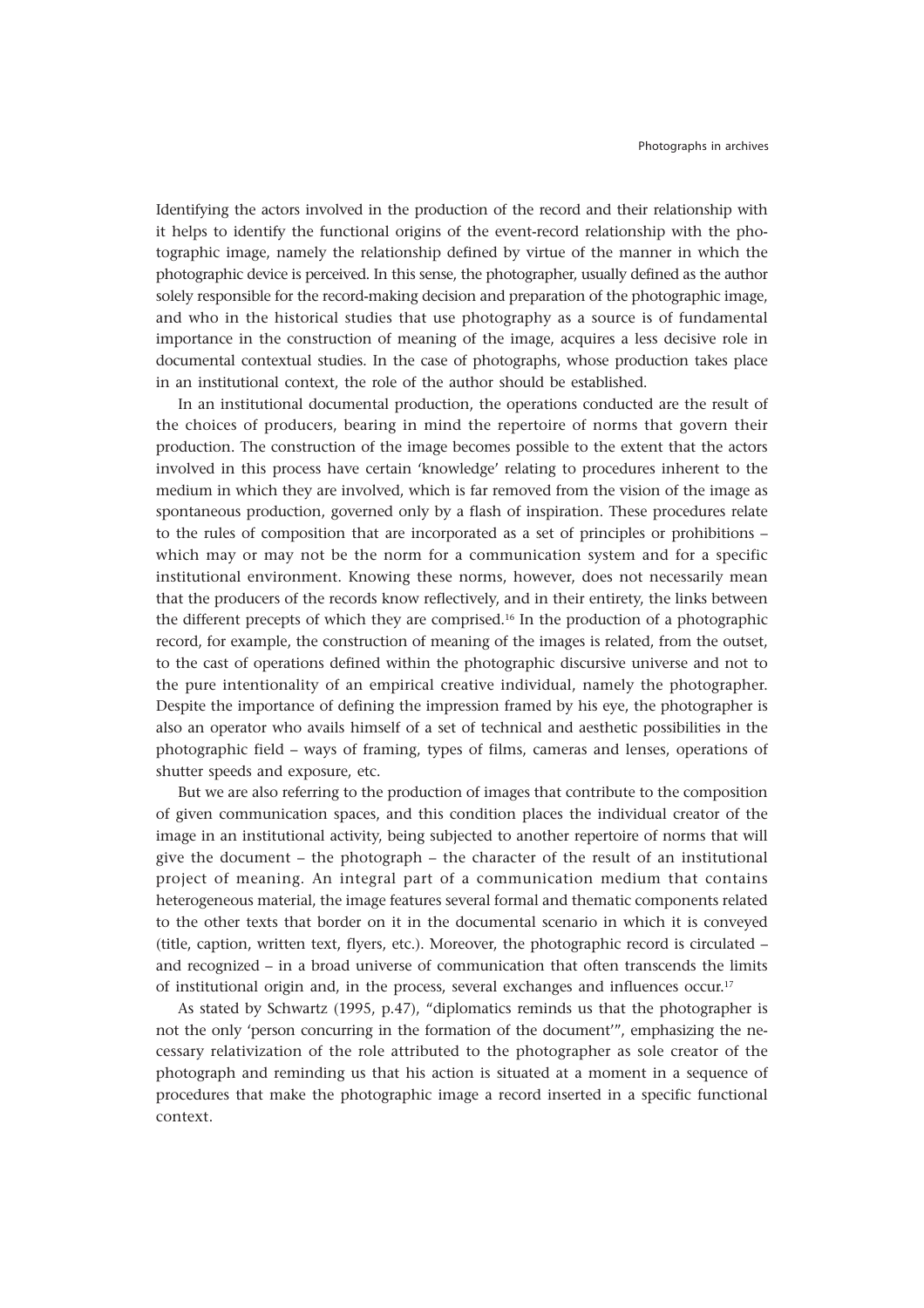Identifying the actors involved in the production of the record and their relationship with it helps to identify the functional origins of the event-record relationship with the photographic image, namely the relationship defined by virtue of the manner in which the photographic device is perceived. In this sense, the photographer, usually defined as the author solely responsible for the record-making decision and preparation of the photographic image, and who in the historical studies that use photography as a source is of fundamental importance in the construction of meaning of the image, acquires a less decisive role in documental contextual studies. In the case of photographs, whose production takes place in an institutional context, the role of the author should be established.

In an institutional documental production, the operations conducted are the result of the choices of producers, bearing in mind the repertoire of norms that govern their production. The construction of the image becomes possible to the extent that the actors involved in this process have certain 'knowledge' relating to procedures inherent to the medium in which they are involved, which is far removed from the vision of the image as spontaneous production, governed only by a flash of inspiration. These procedures relate to the rules of composition that are incorporated as a set of principles or prohibitions – which may or may not be the norm for a communication system and for a specific institutional environment. Knowing these norms, however, does not necessarily mean that the producers of the records know reflectively, and in their entirety, the links between the different precepts of which they are comprised.[16] In the production of a photographic record, for example, the construction of meaning of the images is related, from the outset, to the cast of operations defined within the photographic discursive universe and not to the pure intentionality of an empirical creative individual, namely the photographer. Despite the importance of defining the impression framed by his eye, the photographer is also an operator who avails himself of a set of technical and aesthetic possibilities in the photographic field – ways of framing, types of films, cameras and lenses, operations of shutter speeds and exposure, etc.

But we are also referring to the production of images that contribute to the composition of given communication spaces, and this condition places the individual creator of the image in an institutional activity, being subjected to another repertoire of norms that will give the document – the photograph – the character of the result of an institutional project of meaning. An integral part of a communication medium that contains heterogeneous material, the image features several formal and thematic components related to the other texts that border on it in the documental scenario in which it is conveyed (title, caption, written text, flyers, etc.). Moreover, the photographic record is circulated – and recognized – in a broad universe of communication that often transcends the limits of institutional origin and, in the process, several exchanges and influences occur.[17]

As stated by Schwartz (1995, p.47), "diplomatics reminds us that the photographer is not the only 'person concurring in the formation of the document'", emphasizing the necessary relativization of the role attributed to the photographer as sole creator of the photograph and reminding us that his action is situated at a moment in a sequence of procedures that make the photographic image a record inserted in a specific functional context.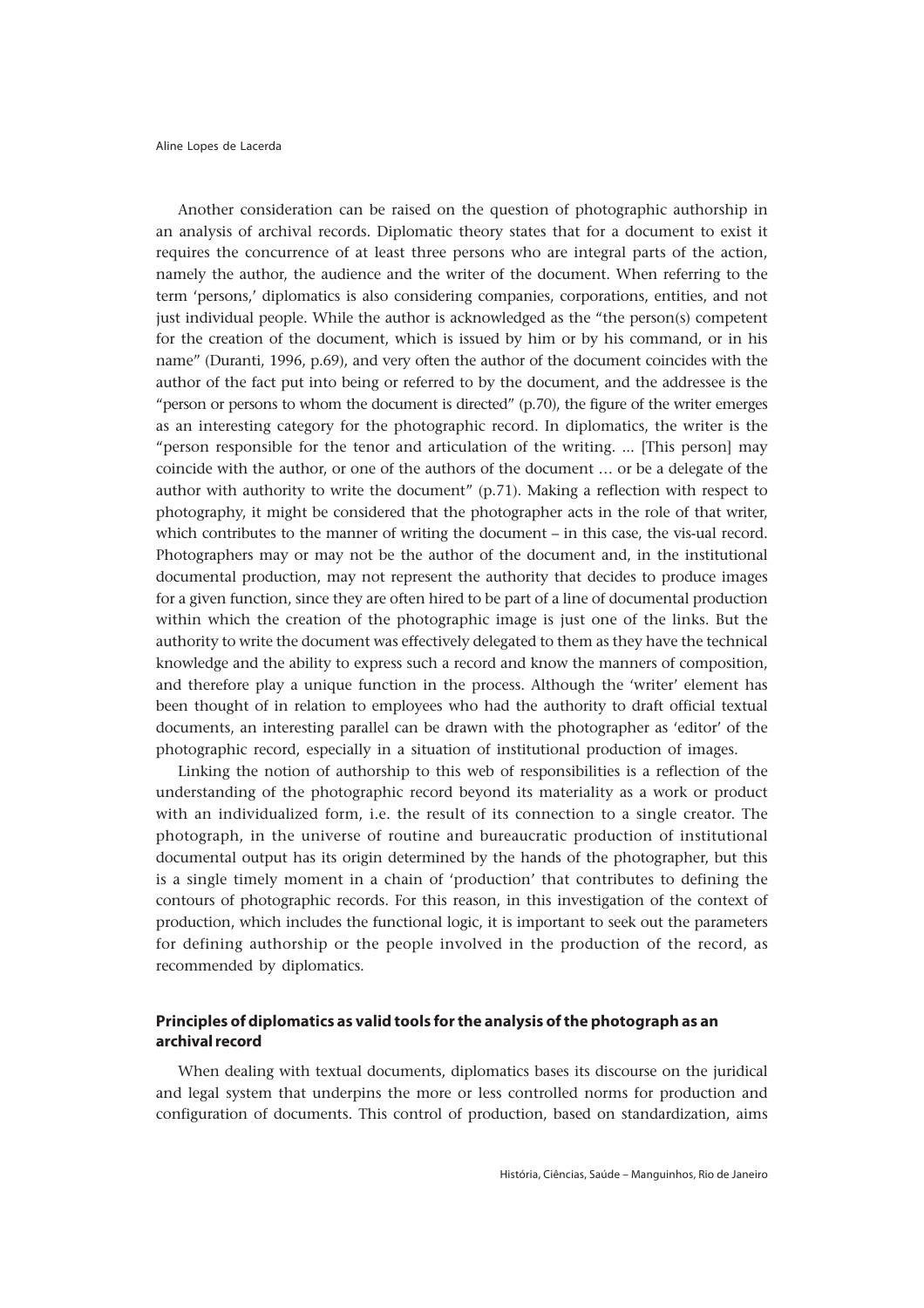Another consideration can be raised on the question of photographic authorship in an analysis of archival records. Diplomatic theory states that for a document to exist it requires the concurrence of at least three persons who are integral parts of the action, namely the author, the audience and the writer of the document. When referring to the term 'persons,' diplomatics is also considering companies, corporations, entities, and not just individual people. While the author is acknowledged as the "the person(s) competent for the creation of the document, which is issued by him or by his command, or in his name" (Duranti, 1996, p.69), and very often the author of the document coincides with the author of the fact put into being or referred to by the document, and the addressee is the "person or persons to whom the document is directed" (p.70), the figure of the writer emerges as an interesting category for the photographic record. In diplomatics, the writer is the "person responsible for the tenor and articulation of the writing. ... [This person] may coincide with the author, or one of the authors of the document … or be a delegate of the author with authority to write the document" (p.71). Making a reflection with respect to photography, it might be considered that the photographer acts in the role of that writer, which contributes to the manner of writing the document – in this case, the vis-ual record. Photographers may or may not be the author of the document and, in the institutional documental production, may not represent the authority that decides to produce images for a given function, since they are often hired to be part of a line of documental production within which the creation of the photographic image is just one of the links. But the authority to write the document was effectively delegated to them as they have the technical knowledge and the ability to express such a record and know the manners of composition, and therefore play a unique function in the process. Although the 'writer' element has been thought of in relation to employees who had the authority to draft official textual documents, an interesting parallel can be drawn with the photographer as 'editor' of the photographic record, especially in a situation of institutional production of images.

Linking the notion of authorship to this web of responsibilities is a reflection of the understanding of the photographic record beyond its materiality as a work or product with an individualized form, i.e. the result of its connection to a single creator. The photograph, in the universe of routine and bureaucratic production of institutional documental output has its origin determined by the hands of the photographer, but this is a single timely moment in a chain of 'production' that contributes to defining the contours of photographic records. For this reason, in this investigation of the context of production, which includes the functional logic, it is important to seek out the parameters for defining authorship or the people involved in the production of the record, as recommended by diplomatics.

## Principles of diplomatics as valid tools for the analysis of the photograph as an archival record

When dealing with textual documents, diplomatics bases its discourse on the juridical and legal system that underpins the more or less controlled norms for production and configuration of documents. This control of production, based on standardization, aims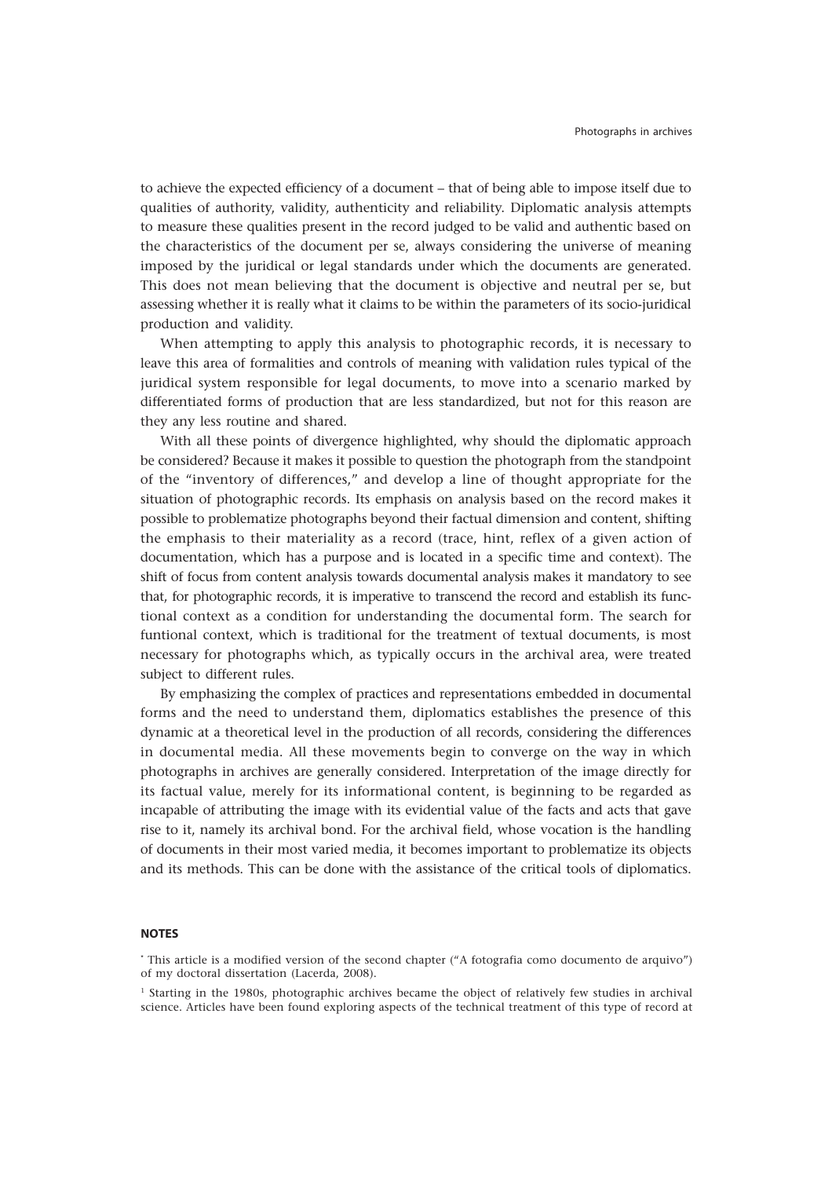to achieve the expected efficiency of a document – that of being able to impose itself due to qualities of authority, validity, authenticity and reliability. Diplomatic analysis attempts to measure these qualities present in the record judged to be valid and authentic based on the characteristics of the document per se, always considering the universe of meaning imposed by the juridical or legal standards under which the documents are generated. This does not mean believing that the document is objective and neutral per se, but assessing whether it is really what it claims to be within the parameters of its socio-juridical production and validity.

When attempting to apply this analysis to photographic records, it is necessary to leave this area of formalities and controls of meaning with validation rules typical of the juridical system responsible for legal documents, to move into a scenario marked by differentiated forms of production that are less standardized, but not for this reason are they any less routine and shared.

With all these points of divergence highlighted, why should the diplomatic approach be considered? Because it makes it possible to question the photograph from the standpoint of the "inventory of differences," and develop a line of thought appropriate for the situation of photographic records. Its emphasis on analysis based on the record makes it possible to problematize photographs beyond their factual dimension and content, shifting the emphasis to their materiality as a record (trace, hint, reflex of a given action of documentation, which has a purpose and is located in a specific time and context). The shift of focus from content analysis towards documental analysis makes it mandatory to see that, for photographic records, it is imperative to transcend the record and establish its functional context as a condition for understanding the documental form. The search for funtional context, which is traditional for the treatment of textual documents, is most necessary for photographs which, as typically occurs in the archival area, were treated subject to different rules.

By emphasizing the complex of practices and representations embedded in documental forms and the need to understand them, diplomatics establishes the presence of this dynamic at a theoretical level in the production of all records, considering the differences in documental media. All these movements begin to converge on the way in which photographs in archives are generally considered. Interpretation of the image directly for its factual value, merely for its informational content, is beginning to be regarded as incapable of attributing the image with its evidential value of the facts and acts that gave rise to it, namely its archival bond. For the archival field, whose vocation is the handling of documents in their most varied media, it becomes important to problematize its objects and its methods. This can be done with the assistance of the critical tools of diplomatics.

## NOTES

[*] This article is a modified version of the second chapter ("A fotografia como documento de arquivo") of my doctoral dissertation (Lacerda, 2008).

[1] Starting in the 1980s, photographic archives became the object of relatively few studies in archival science. Articles have been found exploring aspects of the technical treatment of this type of record at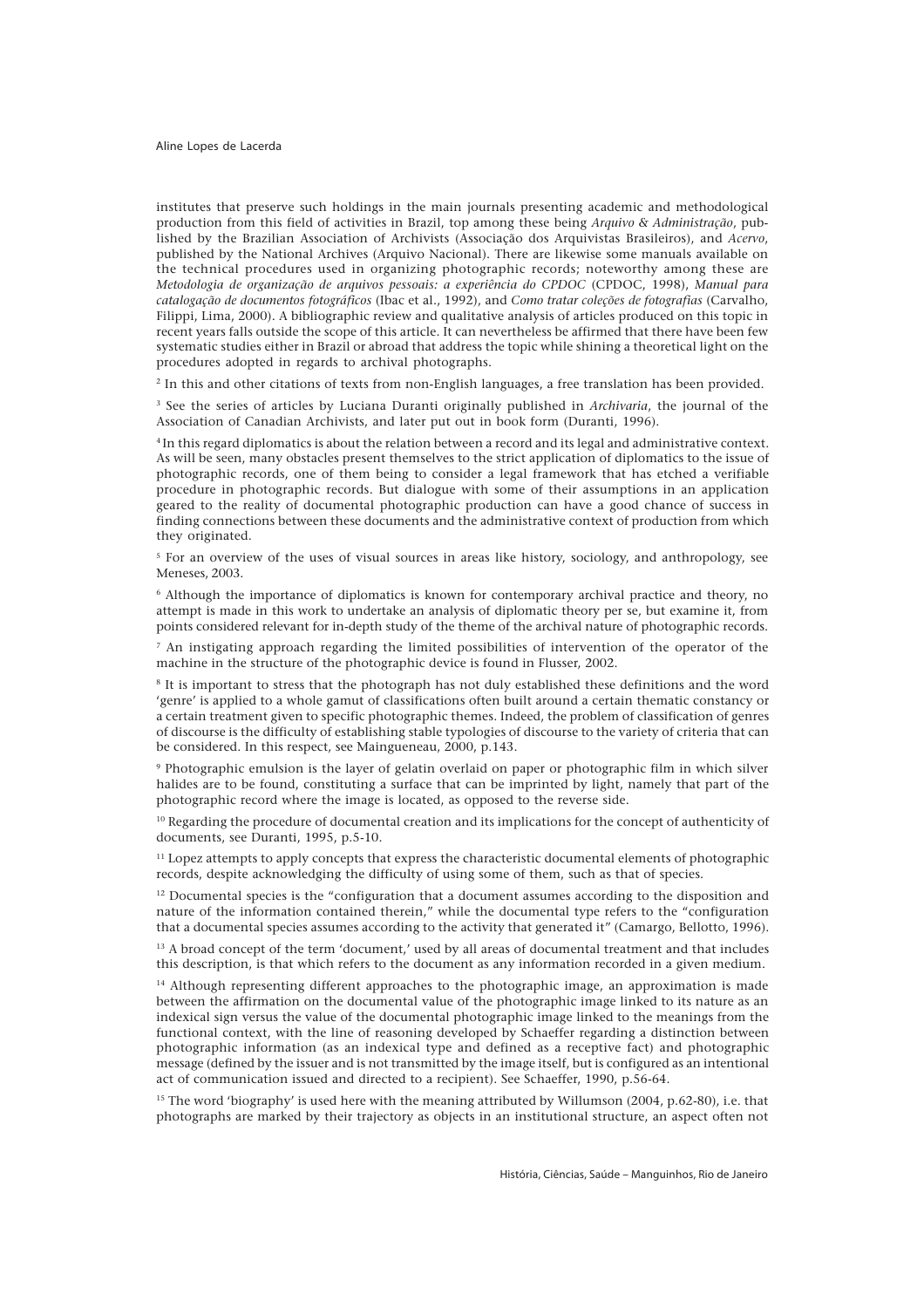institutes that preserve such holdings in the main journals presenting academic and methodological production from this field of activities in Brazil, top among these being *Arquivo & Administração*, published by the Brazilian Association of Archivists (Associação dos Arquivistas Brasileiros), and *Acervo*, published by the National Archives (Arquivo Nacional). There are likewise some manuals available on the technical procedures used in organizing photographic records; noteworthy among these are *Metodologia de organização de arquivos pessoais: a experiência do CPDOC* (CPDOC, 1998), *Manual para catalogação de documentos fotográficos* (Ibac et al., 1992), and *Como tratar coleções de fotografias* (Carvalho, Filippi, Lima, 2000). A bibliographic review and qualitative analysis of articles produced on this topic in recent years falls outside the scope of this article. It can nevertheless be affirmed that there have been few systematic studies either in Brazil or abroad that address the topic while shining a theoretical light on the procedures adopted in regards to archival photographs.

[2] In this and other citations of texts from non-English languages, a free translation has been provided.

[3] See the series of articles by Luciana Duranti originally published in *Archivaria*, the journal of the Association of Canadian Archivists, and later put out in book form (Duranti, 1996).

[4] In this regard diplomatics is about the relation between a record and its legal and administrative context. As will be seen, many obstacles present themselves to the strict application of diplomatics to the issue of photographic records, one of them being to consider a legal framework that has etched a verifiable procedure in photographic records. But dialogue with some of their assumptions in an application geared to the reality of documental photographic production can have a good chance of success in finding connections between these documents and the administrative context of production from which they originated.

[5] For an overview of the uses of visual sources in areas like history, sociology, and anthropology, see Meneses, 2003.

[6] Although the importance of diplomatics is known for contemporary archival practice and theory, no attempt is made in this work to undertake an analysis of diplomatic theory per se, but examine it, from points considered relevant for in-depth study of the theme of the archival nature of photographic records.

[7] An instigating approach regarding the limited possibilities of intervention of the operator of the machine in the structure of the photographic device is found in Flusser, 2002.

[8] It is important to stress that the photograph has not duly established these definitions and the word 'genre' is applied to a whole gamut of classifications often built around a certain thematic constancy or a certain treatment given to specific photographic themes. Indeed, the problem of classification of genres of discourse is the difficulty of establishing stable typologies of discourse to the variety of criteria that can be considered. In this respect, see Maingueneau, 2000, p.143.

[9] Photographic emulsion is the layer of gelatin overlaid on paper or photographic film in which silver halides are to be found, constituting a surface that can be imprinted by light, namely that part of the photographic record where the image is located, as opposed to the reverse side.

[10] Regarding the procedure of documental creation and its implications for the concept of authenticity of documents, see Duranti, 1995, p.5-10.

[11] Lopez attempts to apply concepts that express the characteristic documental elements of photographic records, despite acknowledging the difficulty of using some of them, such as that of species.

[12] Documental species is the "configuration that a document assumes according to the disposition and nature of the information contained therein," while the documental type refers to the "configuration that a documental species assumes according to the activity that generated it" (Camargo, Bellotto, 1996).

[13] A broad concept of the term 'document,' used by all areas of documental treatment and that includes this description, is that which refers to the document as any information recorded in a given medium.

[14] Although representing different approaches to the photographic image, an approximation is made between the affirmation on the documental value of the photographic image linked to its nature as an indexical sign versus the value of the documental photographic image linked to the meanings from the functional context, with the line of reasoning developed by Schaeffer regarding a distinction between photographic information (as an indexical type and defined as a receptive fact) and photographic message (defined by the issuer and is not transmitted by the image itself, but is configured as an intentional act of communication issued and directed to a recipient). See Schaeffer, 1990, p.56-64.

[15] The word 'biography' is used here with the meaning attributed by Willumson (2004, p.62-80), i.e. that photographs are marked by their trajectory as objects in an institutional structure, an aspect often not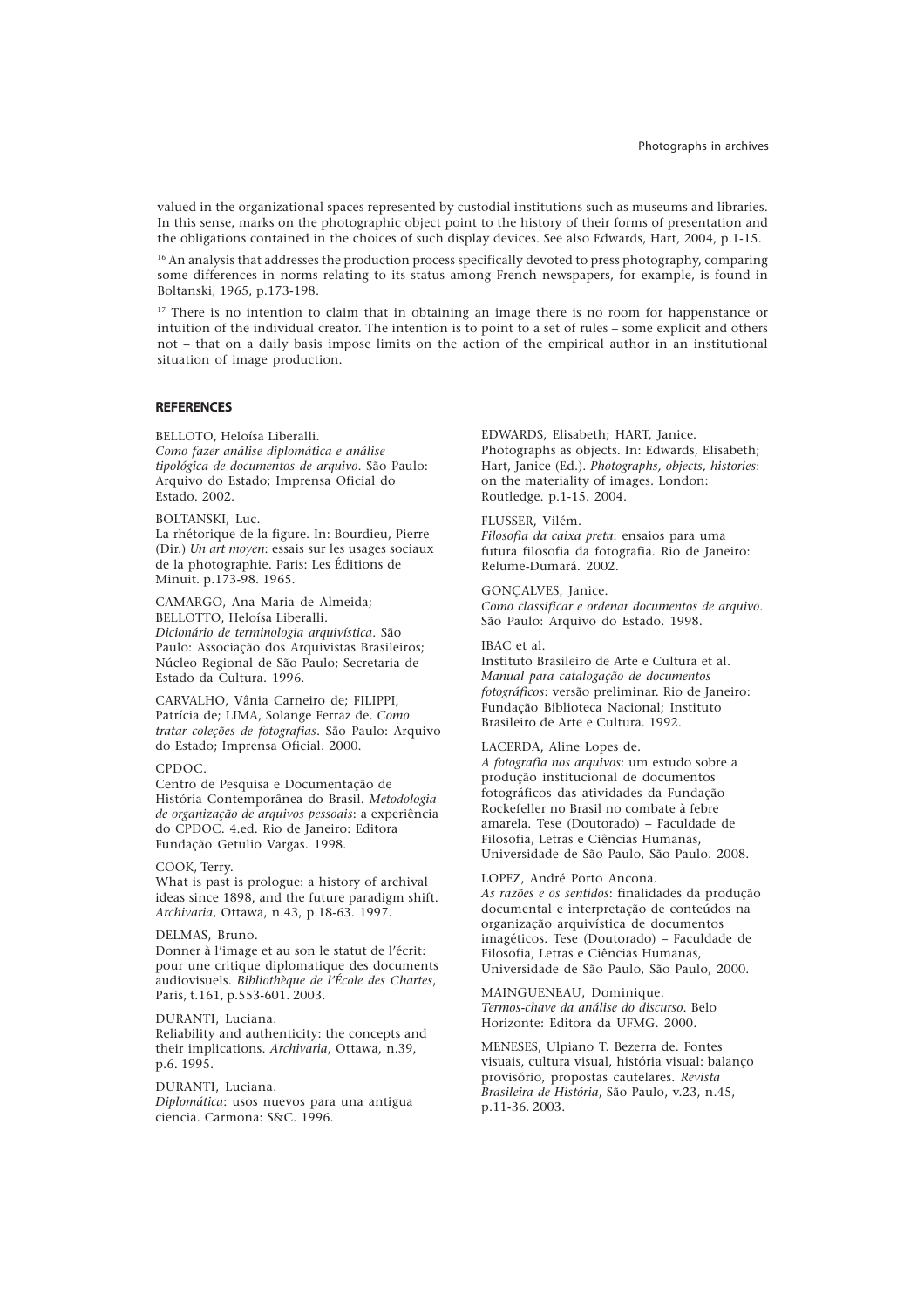valued in the organizational spaces represented by custodial institutions such as museums and libraries. In this sense, marks on the photographic object point to the history of their forms of presentation and the obligations contained in the choices of such display devices. See also Edwards, Hart, 2004, p.1-15.

[16] An analysis that addresses the production process specifically devoted to press photography, comparing some differences in norms relating to its status among French newspapers, for example, is found in Boltanski, 1965, p.173-198.

[17] There is no intention to claim that in obtaining an image there is no room for happenstance or intuition of the individual creator. The intention is to point to a set of rules – some explicit and others not – that on a daily basis impose limits on the action of the empirical author in an institutional situation of image production.

## REFERENCES

BELLOTO, Heloísa Liberalli.
*Como fazer análise diplomática e análise tipológica de documentos de arquivo*. São Paulo: Arquivo do Estado; Imprensa Oficial do Estado. 2002.

BOLTANSKI, Luc.
La rhétorique de la figure. In: Bourdieu, Pierre (Dir.) *Un art moyen*: essais sur les usages sociaux de la photographie. Paris: Les Éditions de Minuit. p.173-98. 1965.

CAMARGO, Ana Maria de Almeida; BELLOTTO, Heloísa Liberalli.
*Dicionário de terminologia arquivística*. São Paulo: Associação dos Arquivistas Brasileiros; Núcleo Regional de São Paulo; Secretaria de Estado da Cultura. 1996.

CARVALHO, Vânia Carneiro de; FILIPPI, Patrícia de; LIMA, Solange Ferraz de. *Como tratar coleções de fotografias*. São Paulo: Arquivo do Estado; Imprensa Oficial. 2000.

CPDOC.
Centro de Pesquisa e Documentação de História Contemporânea do Brasil. *Metodologia de organização de arquivos pessoais*: a experiência do CPDOC. 4.ed. Rio de Janeiro: Editora Fundação Getulio Vargas. 1998.

COOK, Terry.
What is past is prologue: a history of archival ideas since 1898, and the future paradigm shift. *Archivaria*, Ottawa, n.43, p.18-63. 1997.

DELMAS, Bruno.
Donner à l'image et au son le statut de l'écrit: pour une critique diplomatique des documents audiovisuels. *Bibliothèque de l'École des Chartes*, Paris, t.161, p.553-601. 2003.

DURANTI, Luciana.
Reliability and authenticity: the concepts and their implications. *Archivaria*, Ottawa, n.39, p.6. 1995.

DURANTI, Luciana.
*Diplomática*: usos nuevos para una antigua ciencia. Carmona: S&C. 1996.

EDWARDS, Elisabeth; HART, Janice.
Photographs as objects. In: Edwards, Elisabeth; Hart, Janice (Ed.). *Photographs, objects, histories*: on the materiality of images. London: Routledge. p.1-15. 2004.

FLUSSER, Vilém.
*Filosofia da caixa preta*: ensaios para uma futura filosofia da fotografia. Rio de Janeiro: Relume-Dumará. 2002.

GONÇALVES, Janice.
*Como classificar e ordenar documentos de arquivo*. São Paulo: Arquivo do Estado. 1998.

IBAC et al.
Instituto Brasileiro de Arte e Cultura et al. *Manual para catalogação de documentos fotográficos*: versão preliminar. Rio de Janeiro: Fundação Biblioteca Nacional; Instituto Brasileiro de Arte e Cultura. 1992.

LACERDA, Aline Lopes de.
*A fotografia nos arquivos*: um estudo sobre a produção institucional de documentos fotográficos das atividades da Fundação Rockefeller no Brasil no combate à febre amarela. Tese (Doutorado) – Faculdade de Filosofia, Letras e Ciências Humanas, Universidade de São Paulo, São Paulo. 2008.

LOPEZ, André Porto Ancona.
*As razões e os sentidos*: finalidades da produção documental e interpretação de conteúdos na organização arquivística de documentos imagéticos. Tese (Doutorado) – Faculdade de Filosofia, Letras e Ciências Humanas, Universidade de São Paulo, São Paulo, 2000.

MAINGUENEAU, Dominique.
*Termos-chave da análise do discurso*. Belo Horizonte: Editora da UFMG. 2000.

MENESES, Ulpiano T. Bezerra de. Fontes visuais, cultura visual, história visual: balanço provisório, propostas cautelares. *Revista Brasileira de História*, São Paulo, v.23, n.45, p.11-36. 2003.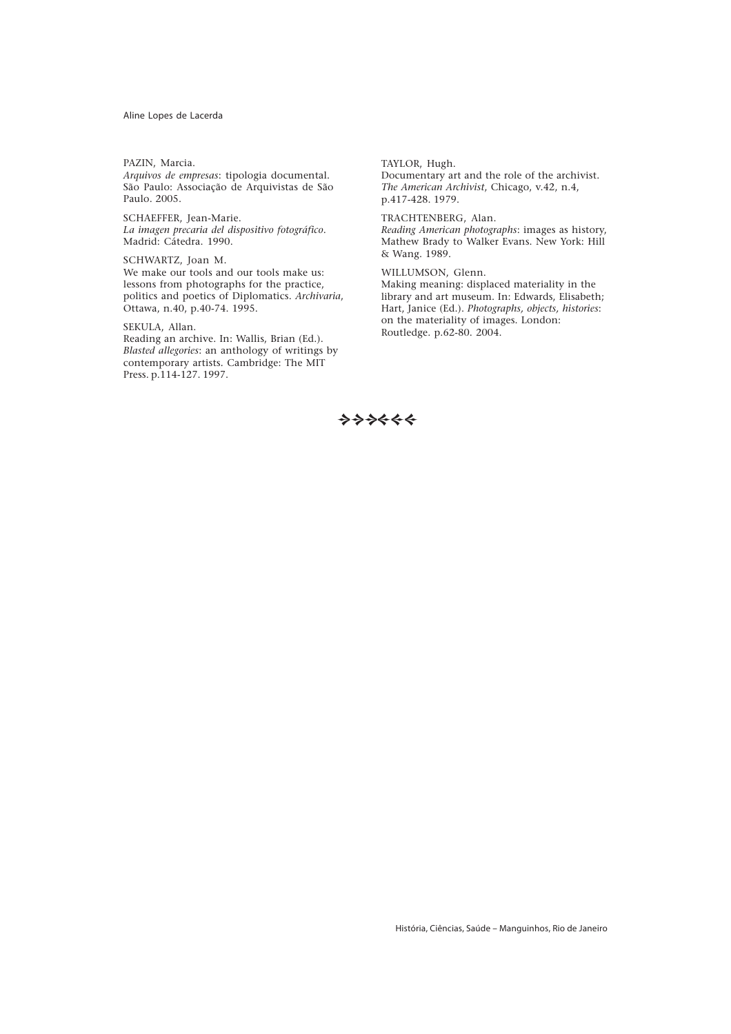PAZIN, Marcia.
*Arquivos de empresas*: tipologia documental. São Paulo: Associação de Arquivistas de São Paulo. 2005.

SCHAEFFER, Jean-Marie.
*La imagen precaria del dispositivo fotográfico*. Madrid: Cátedra. 1990.

SCHWARTZ, Joan M.
We make our tools and our tools make us: lessons from photographs for the practice, politics and poetics of Diplomatics. *Archivaria*, Ottawa, n.40, p.40-74. 1995.

SEKULA, Allan.
Reading an archive. In: Wallis, Brian (Ed.). *Blasted allegories*: an anthology of writings by contemporary artists. Cambridge: The MIT Press. p.114-127. 1997.

TAYLOR, Hugh.
Documentary art and the role of the archivist. *The American Archivist*, Chicago, v.42, n.4, p.417-428. 1979.

TRACHTENBERG, Alan.
*Reading American photographs*: images as history, Mathew Brady to Walker Evans. New York: Hill & Wang. 1989.

WILLUMSON, Glenn.
Making meaning: displaced materiality in the library and art museum. In: Edwards, Elisabeth; Hart, Janice (Ed.). *Photographs, objects, histories*: on the materiality of images. London: Routledge. p.62-80. 2004.